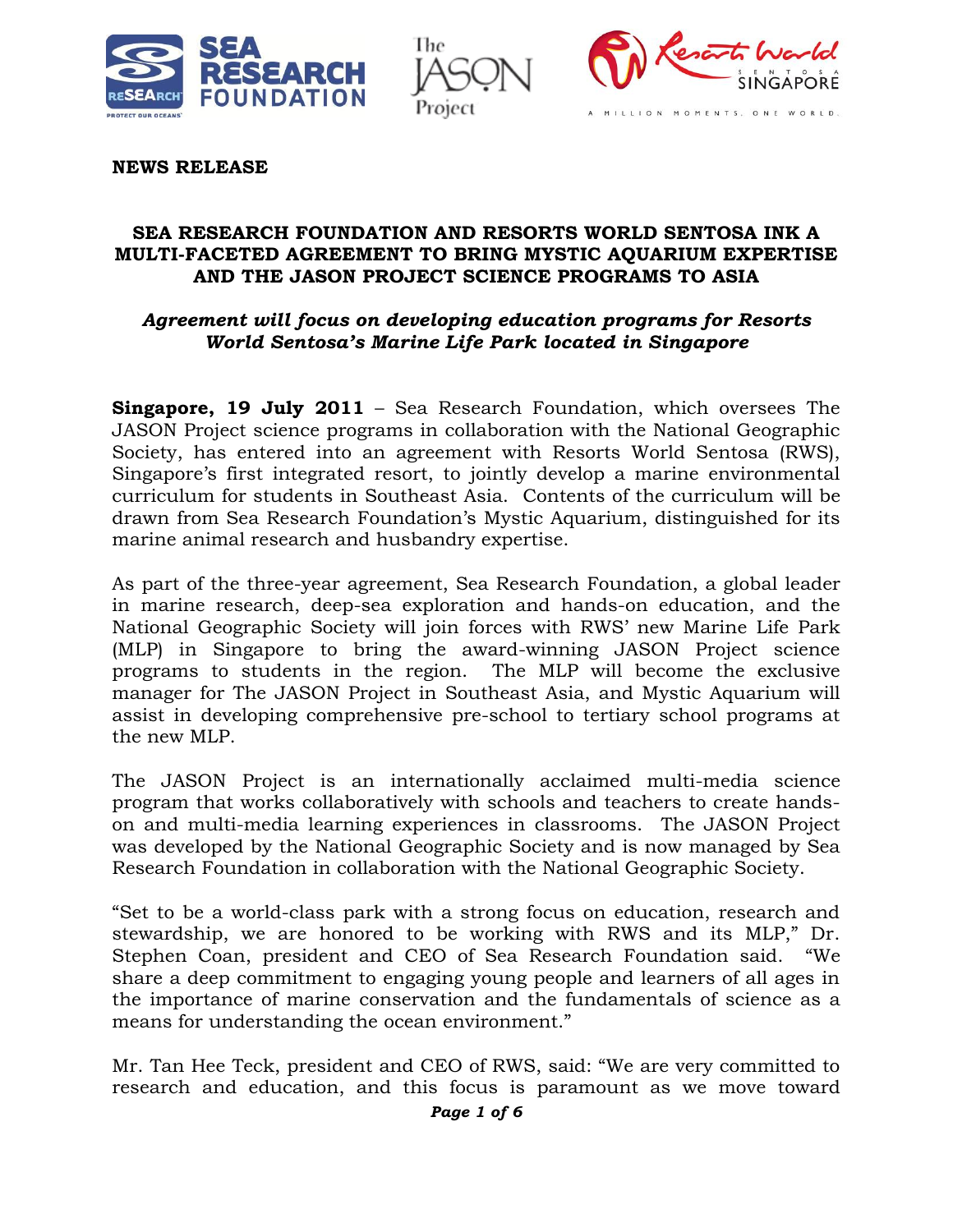**NEWS RELEASE**

## SEA RESEARCH FOUNDATION AND RESORTS WORLD SENTOSA INK A MULTI-FACETED AGREEMENT TO BRING MYSTIC AQUARIUM EXPERTISE AND THE JASON PROJECT SCIENCE PROGRAMS TO ASIA

***Agreement will focus on developing education programs for Resorts World Sentosa's Marine Life Park located in Singapore***

**Singapore, 19 July 2011** – Sea Research Foundation, which oversees The JASON Project science programs in collaboration with the National Geographic Society, has entered into an agreement with Resorts World Sentosa (RWS), Singapore's first integrated resort, to jointly develop a marine environmental curriculum for students in Southeast Asia. Contents of the curriculum will be drawn from Sea Research Foundation's Mystic Aquarium, distinguished for its marine animal research and husbandry expertise.

As part of the three-year agreement, Sea Research Foundation, a global leader in marine research, deep-sea exploration and hands-on education, and the National Geographic Society will join forces with RWS' new Marine Life Park (MLP) in Singapore to bring the award-winning JASON Project science programs to students in the region. The MLP will become the exclusive manager for The JASON Project in Southeast Asia, and Mystic Aquarium will assist in developing comprehensive pre-school to tertiary school programs at the new MLP.

The JASON Project is an internationally acclaimed multi-media science program that works collaboratively with schools and teachers to create hands-on and multi-media learning experiences in classrooms. The JASON Project was developed by the National Geographic Society and is now managed by Sea Research Foundation in collaboration with the National Geographic Society.

"Set to be a world-class park with a strong focus on education, research and stewardship, we are honored to be working with RWS and its MLP," Dr. Stephen Coan, president and CEO of Sea Research Foundation said. "We share a deep commitment to engaging young people and learners of all ages in the importance of marine conservation and the fundamentals of science as a means for understanding the ocean environment."

Mr. Tan Hee Teck, president and CEO of RWS, said: "We are very committed to research and education, and this focus is paramount as we move toward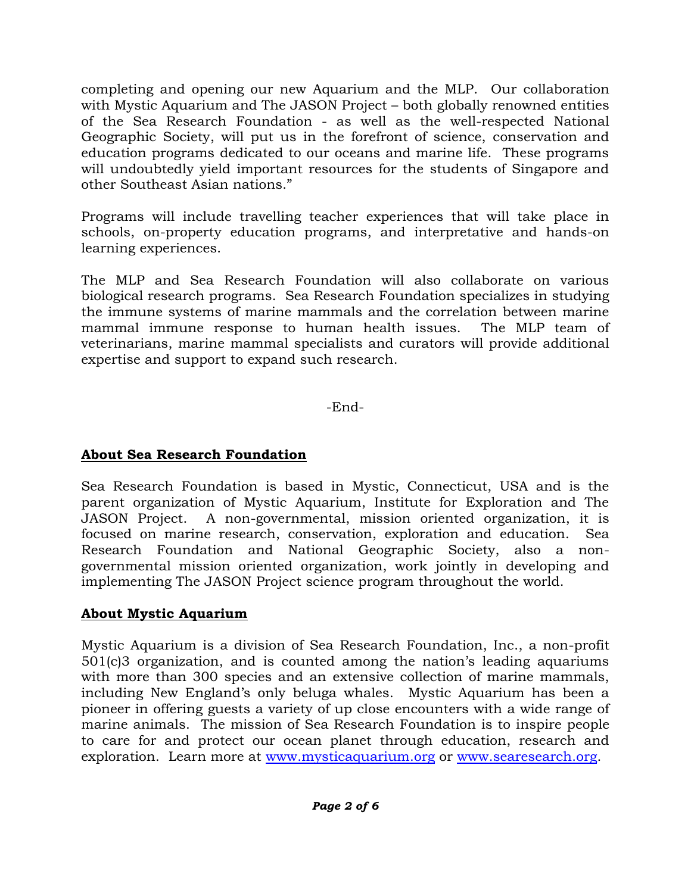completing and opening our new Aquarium and the MLP. Our collaboration with Mystic Aquarium and The JASON Project – both globally renowned entities of the Sea Research Foundation - as well as the well-respected National Geographic Society, will put us in the forefront of science, conservation and education programs dedicated to our oceans and marine life. These programs will undoubtedly yield important resources for the students of Singapore and other Southeast Asian nations."

Programs will include travelling teacher experiences that will take place in schools, on-property education programs, and interpretative and hands-on learning experiences.

The MLP and Sea Research Foundation will also collaborate on various biological research programs. Sea Research Foundation specializes in studying the immune systems of marine mammals and the correlation between marine mammal immune response to human health issues. The MLP team of veterinarians, marine mammal specialists and curators will provide additional expertise and support to expand such research.

-End-

## About Sea Research Foundation

Sea Research Foundation is based in Mystic, Connecticut, USA and is the parent organization of Mystic Aquarium, Institute for Exploration and The JASON Project. A non-governmental, mission oriented organization, it is focused on marine research, conservation, exploration and education. Sea Research Foundation and National Geographic Society, also a non-governmental mission oriented organization, work jointly in developing and implementing The JASON Project science program throughout the world.

## About Mystic Aquarium

Mystic Aquarium is a division of Sea Research Foundation, Inc., a non-profit 501(c)3 organization, and is counted among the nation's leading aquariums with more than 300 species and an extensive collection of marine mammals, including New England's only beluga whales. Mystic Aquarium has been a pioneer in offering guests a variety of up close encounters with a wide range of marine animals. The mission of Sea Research Foundation is to inspire people to care for and protect our ocean planet through education, research and exploration. Learn more at www.mysticaquarium.org or www.searesearch.org.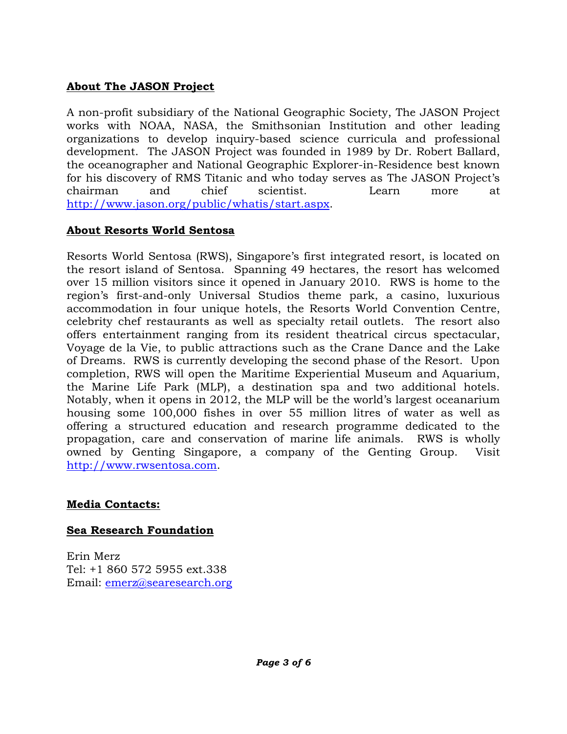**About The JASON Project**

A non-profit subsidiary of the National Geographic Society, The JASON Project works with NOAA, NASA, the Smithsonian Institution and other leading organizations to develop inquiry-based science curricula and professional development. The JASON Project was founded in 1989 by Dr. Robert Ballard, the oceanographer and National Geographic Explorer-in-Residence best known for his discovery of RMS Titanic and who today serves as The JASON Project's chairman and chief scientist. Learn more at http://www.jason.org/public/whatis/start.aspx.

**About Resorts World Sentosa**

Resorts World Sentosa (RWS), Singapore's first integrated resort, is located on the resort island of Sentosa. Spanning 49 hectares, the resort has welcomed over 15 million visitors since it opened in January 2010. RWS is home to the region's first-and-only Universal Studios theme park, a casino, luxurious accommodation in four unique hotels, the Resorts World Convention Centre, celebrity chef restaurants as well as specialty retail outlets. The resort also offers entertainment ranging from its resident theatrical circus spectacular, Voyage de la Vie, to public attractions such as the Crane Dance and the Lake of Dreams. RWS is currently developing the second phase of the Resort. Upon completion, RWS will open the Maritime Experiential Museum and Aquarium, the Marine Life Park (MLP), a destination spa and two additional hotels. Notably, when it opens in 2012, the MLP will be the world's largest oceanarium housing some 100,000 fishes in over 55 million litres of water as well as offering a structured education and research programme dedicated to the propagation, care and conservation of marine life animals. RWS is wholly owned by Genting Singapore, a company of the Genting Group. Visit http://www.rwsentosa.com.

**Media Contacts:**

**Sea Research Foundation**

Erin Merz
Tel: +1 860 572 5955 ext.338
Email: emerz@searesearch.org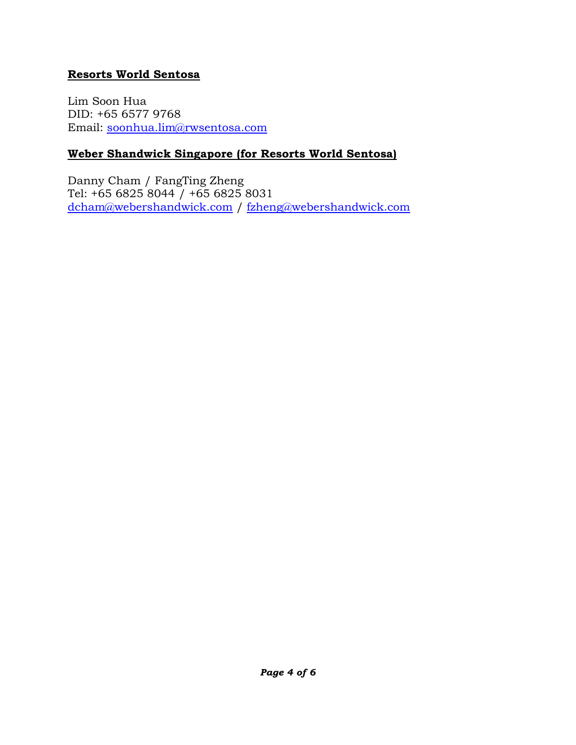**Resorts World Sentosa**

Lim Soon Hua
DID: +65 6577 9768
Email: soonhua.lim@rwsentosa.com

**Weber Shandwick Singapore (for Resorts World Sentosa)**

Danny Cham / FangTing Zheng
Tel: +65 6825 8044 / +65 6825 8031
dcham@webershandwick.com / fzheng@webershandwick.com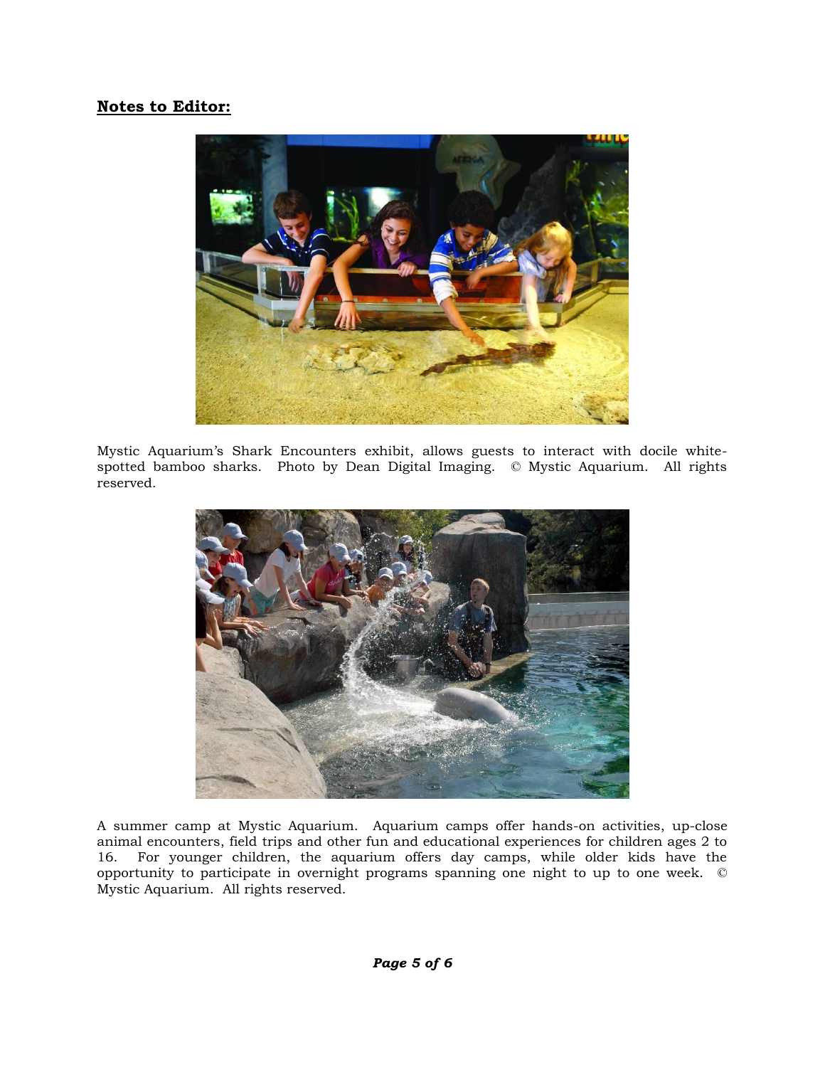**Notes to Editor:**

Mystic Aquarium's Shark Encounters exhibit, allows guests to interact with docile white-spotted bamboo sharks. Photo by Dean Digital Imaging. © Mystic Aquarium. All rights reserved.

A summer camp at Mystic Aquarium. Aquarium camps offer hands-on activities, up-close animal encounters, field trips and other fun and educational experiences for children ages 2 to 16. For younger children, the aquarium offers day camps, while older kids have the opportunity to participate in overnight programs spanning one night to up to one week. © Mystic Aquarium. All rights reserved.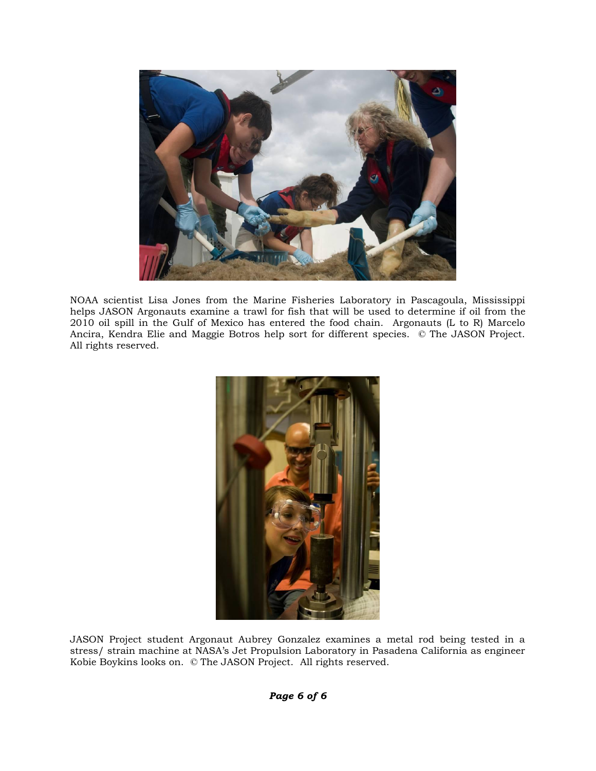NOAA scientist Lisa Jones from the Marine Fisheries Laboratory in Pascagoula, Mississippi helps JASON Argonauts examine a trawl for fish that will be used to determine if oil from the 2010 oil spill in the Gulf of Mexico has entered the food chain. Argonauts (L to R) Marcelo Ancira, Kendra Elie and Maggie Botros help sort for different species. © The JASON Project. All rights reserved.

JASON Project student Argonaut Aubrey Gonzalez examines a metal rod being tested in a stress/ strain machine at NASA's Jet Propulsion Laboratory in Pasadena California as engineer Kobie Boykins looks on. © The JASON Project. All rights reserved.